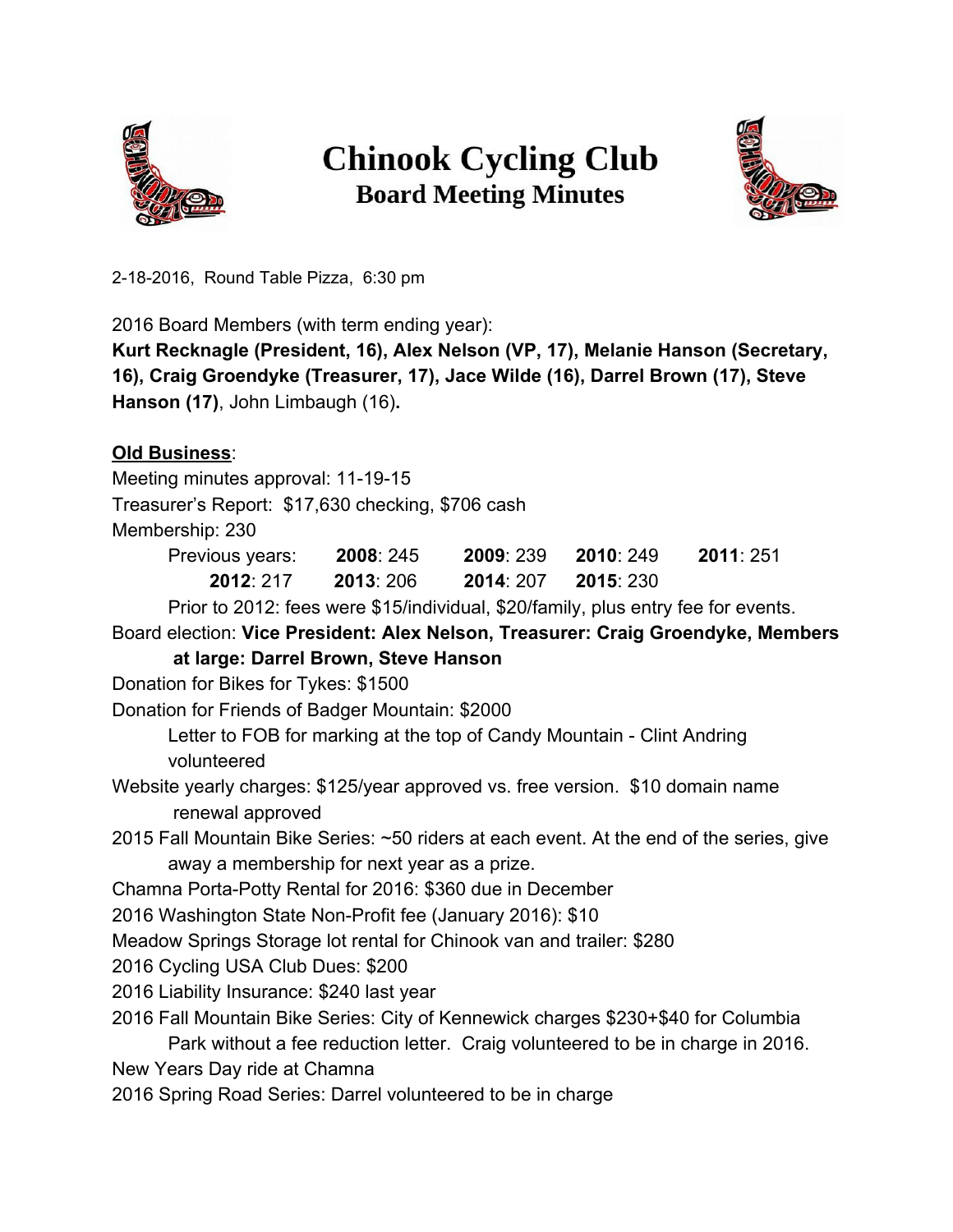# Chinook Cycling Club

## Board Meeting Minutes

2-18-2016, Round Table Pizza, 6:30 pm

2016 Board Members (with term ending year):
**Kurt Recknagle (President, 16), Alex Nelson (VP, 17), Melanie Hanson (Secretary, 16), Craig Groendyke (Treasurer, 17), Jace Wilde (16), Darrel Brown (17), Steve Hanson (17)**, John Limbaugh (16)**.**

**Old Business**:

Meeting minutes approval: 11-19-15

Treasurer's Report: $17,630 checking, $706 cash

Membership: 230

Previous years: **2008**: 245 **2009**: 239 **2010**: 249 **2011**: 251 **2012**: 217 **2013**: 206 **2014**: 207 **2015**: 230

Prior to 2012: fees were $15/individual, $20/family, plus entry fee for events.

Board election: **Vice President: Alex Nelson, Treasurer: Craig Groendyke, Members at large: Darrel Brown, Steve Hanson**

Donation for Bikes for Tykes: $1500

Donation for Friends of Badger Mountain: $2000

Letter to FOB for marking at the top of Candy Mountain - Clint Andring volunteered

Website yearly charges: $125/year approved vs. free version. $10 domain name renewal approved

2015 Fall Mountain Bike Series: ~50 riders at each event. At the end of the series, give away a membership for next year as a prize.

Chamna Porta-Potty Rental for 2016: $360 due in December

2016 Washington State Non-Profit fee (January 2016): $10

Meadow Springs Storage lot rental for Chinook van and trailer: $280

2016 Cycling USA Club Dues: $200

2016 Liability Insurance: $240 last year

2016 Fall Mountain Bike Series: City of Kennewick charges $230+$40 for Columbia Park without a fee reduction letter. Craig volunteered to be in charge in 2016.

New Years Day ride at Chamna

2016 Spring Road Series: Darrel volunteered to be in charge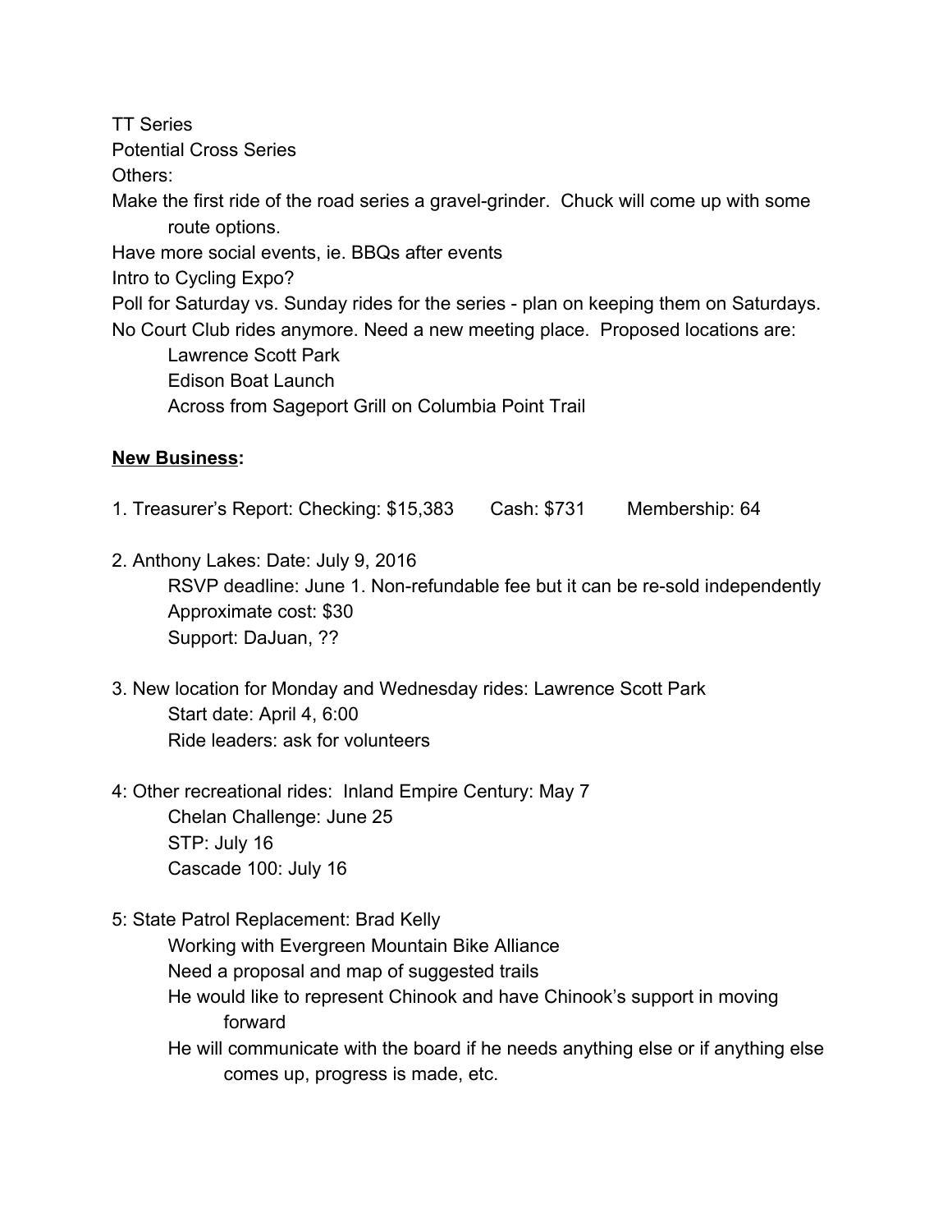TT Series

Potential Cross Series

Others:

Make the first ride of the road series a gravel-grinder. Chuck will come up with some route options.

Have more social events, ie. BBQs after events

Intro to Cycling Expo?

Poll for Saturday vs. Sunday rides for the series - plan on keeping them on Saturdays.

No Court Club rides anymore. Need a new meeting place. Proposed locations are:

- Lawrence Scott Park
- Edison Boat Launch
- Across from Sageport Grill on Columbia Point Trail

**<u>New Business</u>:**

1. Treasurer's Report: Checking: $15,383    Cash: $731    Membership: 64

2. Anthony Lakes: Date: July 9, 2016
    - RSVP deadline: June 1. Non-refundable fee but it can be re-sold independently
    - Approximate cost: $30
    - Support: DaJuan, ??

3. New location for Monday and Wednesday rides: Lawrence Scott Park
    - Start date: April 4, 6:00
    - Ride leaders: ask for volunteers

4: Other recreational rides: Inland Empire Century: May 7
- Chelan Challenge: June 25
- STP: July 16
- Cascade 100: July 16

5: State Patrol Replacement: Brad Kelly
- Working with Evergreen Mountain Bike Alliance
- Need a proposal and map of suggested trails
- He would like to represent Chinook and have Chinook's support in moving forward
- He will communicate with the board if he needs anything else or if anything else comes up, progress is made, etc.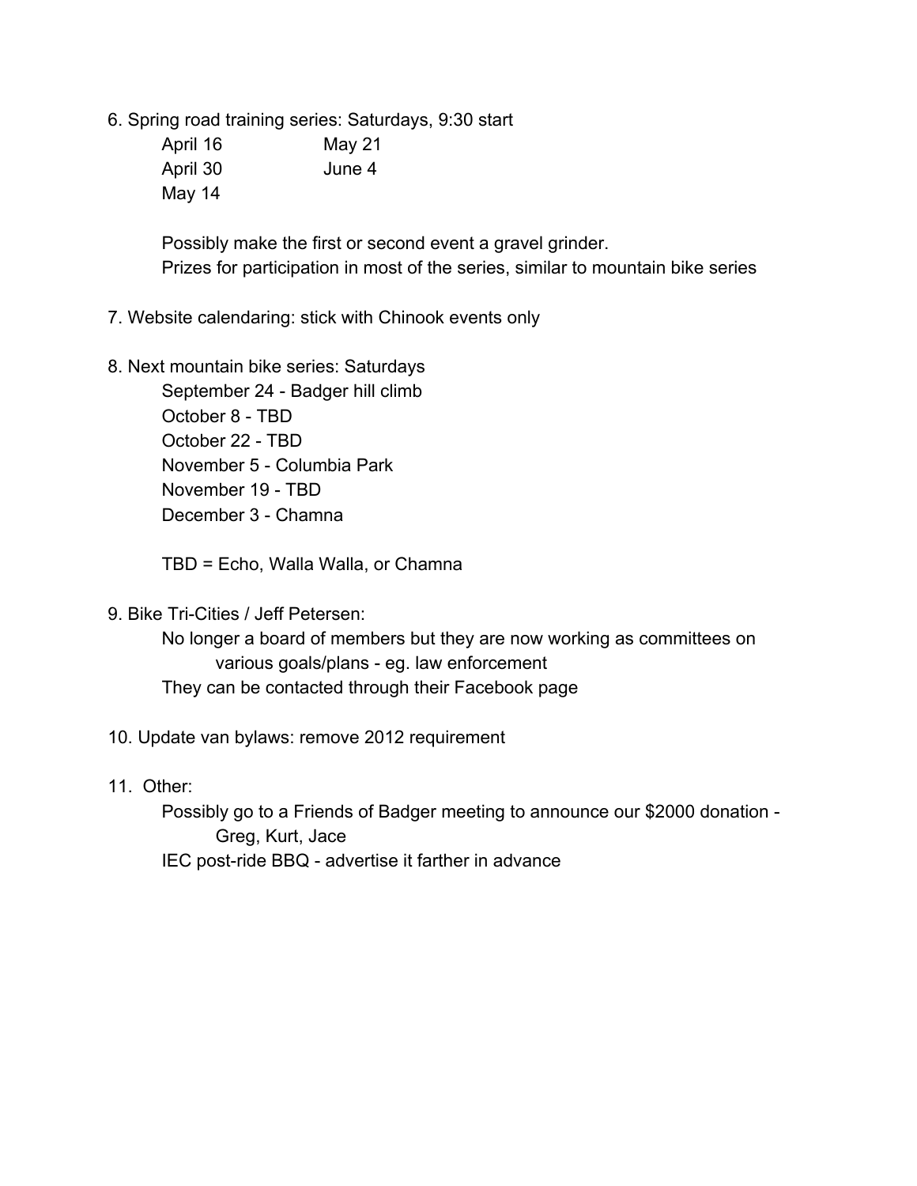6. Spring road training series: Saturdays, 9:30 start

| | |
|---|---|
| April 16 | May 21 |
| April 30 | June 4 |
| May 14 | |

   Possibly make the first or second event a gravel grinder.
   Prizes for participation in most of the series, similar to mountain bike series

7. Website calendaring: stick with Chinook events only

8. Next mountain bike series: Saturdays
   - September 24 - Badger hill climb
   - October 8 - TBD
   - October 22 - TBD
   - November 5 - Columbia Park
   - November 19 - TBD
   - December 3 - Chamna

   TBD = Echo, Walla Walla, or Chamna

9. Bike Tri-Cities / Jeff Petersen:
   - No longer a board of members but they are now working as committees on various goals/plans - eg. law enforcement
   - They can be contacted through their Facebook page

10. Update van bylaws: remove 2012 requirement

11. Other:
    - Possibly go to a Friends of Badger meeting to announce our $2000 donation - Greg, Kurt, Jace
    - IEC post-ride BBQ - advertise it farther in advance